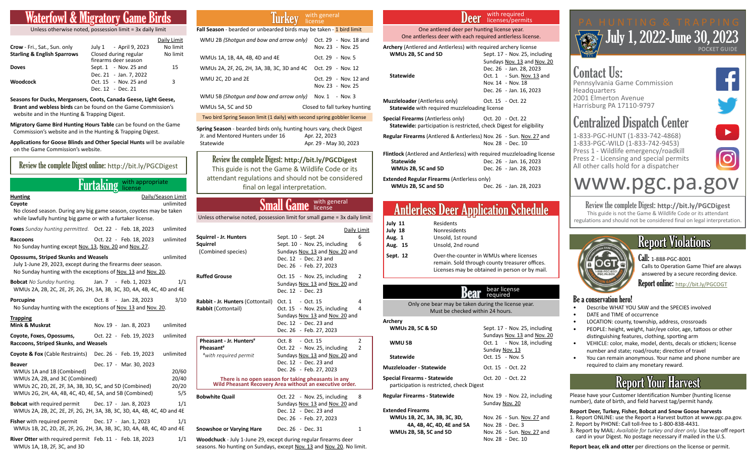# Waterfowl & Migratory Game Birds

Unless otherwise noted, possession limit = 3x daily limit

| | | Daily Limit |
|---|---|---|
| **Crow** - Fri., Sat., Sun. only | July 1 - April 9, 2023 | No limit |
| **Starling & English Sparrows** | Closed during regular firearms deer season | No limit |
| **Doves** | Sept. 1 - Nov. 25 and Dec. 21 - Jan. 7, 2022 | 15 |
| **Woodcock** | Oct. 15 - Nov. 25 and Dec. 12 - Dec. 21 | 3 |

**Seasons for Ducks, Mergansers, Coots, Canada Geese, Light Geese, Brant and webless birds** can be found on the Game Commission's website and in the Hunting & Trapping Digest.

**Migratory Game Bird Hunting Hours Table** can be found on the Game Commission's website and in the Hunting & Trapping Digest.

**Applications for Goose Blinds and Other Special Hunts** will be available on the Game Commission's website.

Review the complete Digest online: http://bit.ly/PGCDigest

# Furtaking with appropriate license

| **Hunting** | | Daily/Season Limit |
|---|---|---|
| **Coyote** — No closed season. During any big game season, coyotes may be taken while lawfully hunting big game or with a furtaker license. | | unlimited |
| **Foxes** *Sunday hunting permitted.* | Oct. 22 - Feb. 18, 2023 | unlimited |
| **Raccoons** — No Sunday hunting except Nov. 13, Nov. 20 and Nov. 27. | Oct. 22 - Feb. 18, 2023 | unlimited |
| **Opossums, Striped Skunks and Weasels** — July 1-June 29, 2023, except during the firearms deer season. No Sunday hunting with the exceptions of Nov. 13 and Nov. 20. | | unlimited |
| **Bobcat** *No Sunday hunting.* — WMUs 2A, 2B, 2C, 2E, 2F, 2G, 2H, 3A, 3B, 3C, 3D, 4A, 4B, 4C, 4D and 4E | Jan. 7 - Feb. 1, 2023 | 1/1 |
| **Porcupine** — No Sunday hunting with the exceptions of Nov. 13 and Nov. 20. | Oct. 8 - Jan. 28, 2023 | 3/10 |

| **Trapping** | | |
|---|---|---|
| **Mink & Muskrat** | Nov. 19 - Jan. 8, 2023 | unlimited |
| **Coyote, Foxes, Opossums, Raccoons, Striped Skunks, and Weasels** | Oct. 22 - Feb. 19, 2023 | unlimited |
| **Coyote & Fox** (Cable Restraints) | Dec. 26 - Feb. 19, 2023 | unlimited |
| **Beaver** | Dec. 17 - Mar. 30, 2023 | |
| WMUs 1A and 1B (Combined) | | 20/60 |
| WMUs 2A, 2B, and 3C (Combined) | | 20/40 |
| WMUs 2C, 2D, 2E, 2F, 3A, 3B, 3D, 5C, and 5D (Combined) | | 20/20 |
| WMUs 2G, 2H, 4A, 4B, 4C, 4D, 4E, 5A, and 5B (Combined) | | 5/5 |
| **Bobcat** with required permit — WMUs 2A, 2B, 2C, 2E, 2F, 2G, 2H, 3A, 3B, 3C, 3D, 4A, 4B, 4C, 4D and 4E | Dec. 17 - Jan. 8, 2023 | 1/1 |
| **Fisher** with required permit — WMUs 1B, 2C, 2D, 2E, 2F, 2G, 2H, 3A, 3B, 3C, 3D, 4A, 4B, 4C, 4D and 4E | Dec. 17 - Jan. 1, 2023 | 1/1 |
| **River Otter** with required permit — WMUs 1A, 1B, 2F, 3C, and 3D | Feb. 11 - Feb. 18, 2023 | 1/1 |

# Turkey with general license

**Fall Season** - bearded or unbearded birds may be taken - 1 bird limit

| | |
|---|---|
| WMU 2B *(Shotgun and bow and arrow only)* | Oct. 29 - Nov. 18 and Nov. 23 - Nov. 25 |
| WMUs 1A, 1B, 4A, 4B, 4D and 4E | Oct. 29 - Nov. 5 |
| WMUs 2A, 2F, 2G, 2H, 3A, 3B, 3C, 3D and 4C | Oct. 29 - Nov. 12 |
| WMU 2C, 2D and 2E | Oct. 29 - Nov. 12 and Nov. 23 - Nov. 25 |
| WMU 5B *(Shotgun and bow and arrow only)* | Nov. 1 - Nov. 3 |
| WMUs 5A, 5C and 5D | Closed to fall turkey hunting |

Two bird Spring Season limit (1 daily) with second spring gobbler license

**Spring Season** - bearded birds only, hunting hours vary, check Digest

| | |
|---|---|
| Jr. and Mentored Hunters under 16 | Apr. 22, 2023 |
| Statewide | Apr. 29 - May 30, 2023 |

Review the complete Digest: **http://bit.ly/PGCDigest**
This guide is not the Game & Wildlife Code or its attendant regulations and should not be considered final on legal interpretation.

# Small Game with general license

Unless otherwise noted, possession limit for small game = 3x daily limit

| | | Daily Limit |
|---|---|---|
| **Squirrel - Jr. Hunters** | Sept. 10 - Sept. 24 | 6 |
| **Squirrel** (Combined species) | Sept. 10 - Nov. 25, including Sundays Nov. 13 and Nov. 20 and Dec. 12 - Dec. 23 and Dec. 26 - Feb. 27, 2023 | 6 |
| **Ruffed Grouse** | Oct. 15 - Nov. 25, including Sundays Nov. 13 and Nov. 20 and Dec. 12 - Dec. 23 | 2 |
| **Rabbit - Jr. Hunters** (Cottontail) | Oct. 1 - Oct. 15 | 4 |
| **Rabbit** (Cottontail) | Oct. 15 - Nov. 25, including Sundays Nov. 13 and Nov. 20 and Dec. 12 - Dec. 23 and Dec. 26 - Feb. 27, 2023 | 4 |
| **Pheasant - Jr. Hunters[#]** | Oct. 8 - Oct. 15 | 2 |
| **Pheasant[#]** | Oct. 22 - Nov. 25, including Sundays Nov. 13 and Nov. 20 and Dec. 12 - Dec. 23 and Dec. 26 - Feb. 27, 2023 | 2 |

*[#]with required permit*

**There is no open season for taking pheasants in any Wild Pheasant Recovery Area without an executive order.**

| | | |
|---|---|---|
| **Bobwhite Quail** | Oct. 22 - Nov. 25, including Sundays Nov. 13 and Nov. 20 and Dec. 12 - Dec. 23 and Dec. 26 - Feb. 27, 2023 | 8 |
| **Snowshoe or Varying Hare** | Dec. 26 - Dec. 31 | 1 |

**Woodchuck** - July 1-June 29, except during regular firearms deer seasons. No hunting on Sundays, except Nov. 13 and Nov. 20. No limit.

# Deer with required licenses/permits

One antlered deer per hunting license year.
One antlerless deer with each required antlerless license.

**Archery** (Antlered and Antlerless) with required archery license

| | |
|---|---|
| **WMUs 2B, 5C and 5D** | Sept. 17 - Nov. 25, including Sundays Nov. 13 and Nov. 20 Dec. 26 - Jan. 28, 2023 |
| **Statewide** | Oct. 1 - Sun. Nov. 13 and Nov. 14 - Nov. 18 Dec. 26 - Jan. 16, 2023 |

**Muzzleloader** (Antlerless only) Oct. 15 - Oct. 22
**Statewide** with required muzzleloading license

**Special Firearms** (Antlerless only) Oct. 20 - Oct. 22
**Statewide:** participation is restricted, check Digest for eligibility

**Regular Firearms** (Antlered & Antlerless) Nov. 26 - Sun. Nov. 27 and Nov. 28 - Dec. 10

**Flintlock** (Antlered and Antlerless) with required muzzleloading license

| | |
|---|---|
| **Statewide** | Dec. 26 - Jan. 16, 2023 |
| **WMUs 2B, 5C and 5D** | Dec. 26 - Jan. 28, 2023 |

**Extended Regular Firearms** (Antlerless only)

| | |
|---|---|
| **WMUs 2B, 5C and 5D** | Dec. 26 - Jan. 28, 2023 |

# Antlerless Deer Application Schedule

| | |
|---|---|
| **July 11** | Residents |
| **July 18** | Nonresidents |
| **Aug. 1** | Unsold, 1st round |
| **Aug. 15** | Unsold, 2nd round |
| **Sept. 12** | Over-the-counter in WMUs where licenses remain. Sold through county treasurer offices. Licenses may be obtained in person or by mail. |

# Bear bear license required

Only one bear may be taken during the license year.
Must be checked within 24 hours.

| **Archery** | |
|---|---|
| **WMUs 2B, 5C & 5D** | Sept. 17 - Nov. 25, including Sundays Nov. 13 and Nov. 20 |
| **WMU 5B** | Oct. 1 - Nov. 18, including Sunday Nov. 13 |
| **Statewide** | Oct. 15 - Nov. 5 |
| **Muzzleloader - Statewide** | Oct. 15 - Oct. 22 |
| **Special Firearms - Statewide** — participation is restricted, check Digest | Oct. 20 - Oct. 22 |
| **Regular Firearms - Statewide** | Nov. 19 - Nov. 22, including Sunday Nov. 20 |
| **Extended Firearms** | |
| **WMUs 1B, 2C, 3A, 3B, 3C, 3D, 4A, 4B, 4C, 4D, 4E and 5A** | Nov. 26 - Sun. Nov. 27 and Nov. 28 - Dec. 3 |
| **WMUs 2B, 5B, 5C and 5D** | Nov. 26 - Sun. Nov. 27 and Nov. 28 - Dec. 10 |

# PA HUNTING & TRAPPING July 1, 2022-June 30, 2023

POCKET GUIDE

## Contact Us:

Pennsylvania Game Commission Headquarters
2001 Elmerton Avenue
Harrisburg PA 17110-9797

## Centralized Dispatch Center

1-833-PGC-HUNT (1-833-742-4868)
1-833-PGC-WILD (1-833-742-9453)
Press 1 - Wildlife emergency/roadkill
Press 2 - Licensing and special permits
All other calls hold for a dispatcher

www.pgc.pa.gov

Review the complete Digest: **http://bit.ly/PGCDigest**
This guide is not the Game & Wildlife Code or its attendant regulations and should not be considered final on legal interpretation.

# Report Violations

**Call:** 1-888-PGC-8001
Calls to Operation Game Thief are always answered by a secure recording device.

**Report online:** http://bit.ly/PGCOGT

## Be a conservation hero!

- Describe WHAT YOU SAW and the SPECIES involved
- DATE and TIME of occurrence
- LOCATION: county, township, address, crossroads
- PEOPLE: height, weight, hair/eye color, age, tattoos or other distinguishing features, clothing, sporting arm
- VEHICLE: color, make, model, dents, decals or stickers; license number and state; road/route; direction of travel
- You can remain anonymous. Your name and phone number are required to claim any monetary reward.

# Report Your Harvest

Please have your Customer Identification Number (hunting license number), date of birth, and field harvest tag/permit handy.

**Report Deer, Turkey, Fisher, Bobcat and Snow Goose harvests**

1. Report ONLINE: use the Report a Harvest button at www.pgc.pa.gov.
2. Report by PHONE: Call toll-free to 1-800-838-4431.
3. Report by MAIL: *Available for turkey and deer only.* Use tear-off report card in your Digest. No postage necessary if mailed in the U.S.

**Report bear, elk and otter** per directions on the license or permit.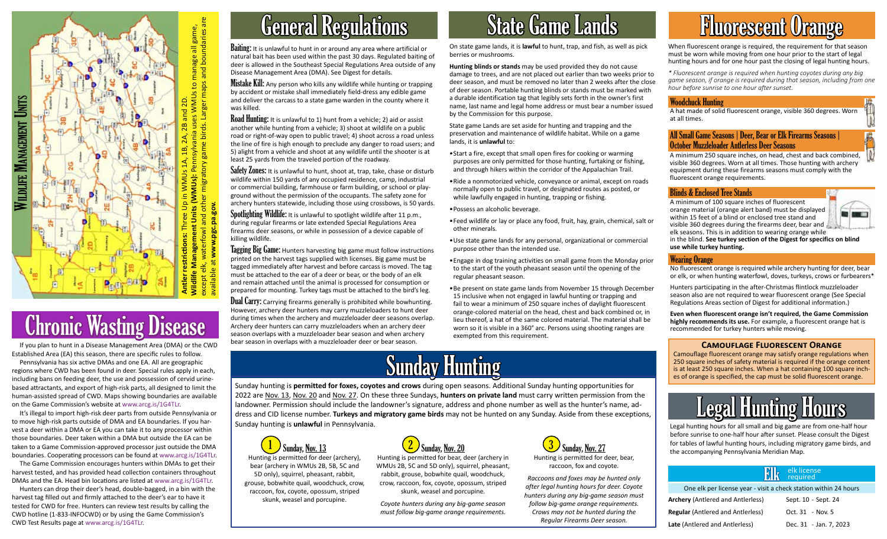# Wildlife Management Units

**Antler restrictions:** Three Up in WMUs 1A, 1B, 2A, 2B and 2D.

**Wildlife Management Units (WMUs):** Pennsylvania uses WMUs to manage all game, except elk, waterfowl and other migratory game birds. Larger maps and boundaries are available at **www.pgc.pa.gov**.

# Chronic Wasting Disease

If you plan to hunt in a Disease Management Area (DMA) or the CWD Established Area (EA) this season, there are specific rules to follow.

Pennsylvania has six active DMAs and one EA. All are geographic regions where CWD has been found in deer. Special rules apply in each, including bans on feeding deer, the use and possession of cervid urine-based attractants, and export of high-risk parts, all designed to limit the human-assisted spread of CWD. Maps showing boundaries are available on the Game Commission's website at www.arcg.is/1G4TLr.

It's illegal to import high-risk deer parts from outside Pennsylvania or to move high-risk parts outside of DMA and EA boundaries. If you harvest a deer within a DMA or EA you can take it to any processor within those boundaries. Deer taken within a DMA but outside the EA can be taken to a Game Commission-approved processor just outside the DMA boundaries. Cooperating processors can be found at www.arcg.is/1G4TLr.

The Game Commission encourages hunters within DMAs to get their harvest tested, and has provided head collection containers throughout DMAs and the EA. Head bin locations are listed at www.arcg.is/1G4TLr.

Hunters can drop their deer's head, double-bagged, in a bin with the harvest tag filled out and firmly attached to the deer's ear to have it tested for CWD for free. Hunters can review test results by calling the CWD hotline (1-833-INFOCWD) or by using the Game Commission's CWD Test Results page at www.arcg.is/1G4TLr.

# General Regulations

**Baiting:** It is unlawful to hunt in or around any area where artificial or natural bait has been used within the past 30 days. Regulated baiting of deer is allowed in the Southeast Special Regulations Area outside of any Disease Management Area (DMA). See Digest for details.

**Mistake Kill:** Any person who kills any wildlife while hunting or trapping by accident or mistake shall immediately field-dress any edible game and deliver the carcass to a state game warden in the county where it was killed.

**Road Hunting:** It is unlawful to 1) hunt from a vehicle; 2) aid or assist another while hunting from a vehicle; 3) shoot at wildlife on a public road or right-of-way open to public travel; 4) shoot across a road unless the line of fire is high enough to preclude any danger to road users; and 5) alight from a vehicle and shoot at any wildlife until the shooter is at least 25 yards from the traveled portion of the roadway.

**Safety Zones:** It is unlawful to hunt, shoot at, trap, take, chase or disturb wildlife within 150 yards of any occupied residence, camp, industrial or commercial building, farmhouse or farm building, or school or playground without the permission of the occupants. The safety zone for archery hunters statewide, including those using crossbows, is 50 yards.

**Spotlighting Wildlife:** It is unlawful to spotlight wildlife after 11 p.m., during regular firearms or late extended Special Regulations Area firearms deer seasons, or while in possession of a device capable of killing wildlife.

**Tagging Big Game:** Hunters harvesting big game must follow instructions printed on the harvest tags supplied with licenses. Big game must be tagged immediately after harvest and before carcass is moved. The tag must be attached to the ear of a deer or bear, or the body of an elk and remain attached until the animal is processed for consumption or prepared for mounting. Turkey tags must be attached to the bird's leg.

**Dual Carry:** Carrying firearms generally is prohibited while bowhunting. However, archery deer hunters may carry muzzleloaders to hunt deer during times when the archery and muzzleloader deer seasons overlap. Archery deer hunters can carry muzzleloaders when an archery deer season overlaps with a muzzleloader bear season and when archery bear season in overlaps with a muzzleloader deer or bear season.

# State Game Lands

On state game lands, it is **lawful** to hunt, trap, and fish, as well as pick berries or mushrooms.

**Hunting blinds or stands** may be used provided they do not cause damage to trees, and are not placed out earlier than two weeks prior to deer season, and must be removed no later than 2 weeks after the close of deer season. Portable hunting blinds or stands must be marked with a durable identification tag that legibly sets forth in the owner's first name, last name and legal home address or must bear a number issued by the Commission for this purpose.

State game Lands are set aside for hunting and trapping and the preservation and maintenance of wildlife habitat. While on a game lands, it is **unlawful** to:

- Start a fire, except that small open fires for cooking or warming purposes are only permitted for those hunting, furtaking or fishing, and through hikers within the corridor of the Appalachian Trail.
- Ride a nonmotorized vehicle, conveyance or animal, except on roads normally open to public travel, or designated routes as posted, or while lawfully engaged in hunting, trapping or fishing.
- Possess an alcoholic beverage.
- Feed wildlife or lay or place any food, fruit, hay, grain, chemical, salt or other minerals.
- Use state game lands for any personal, organizational or commercial purpose other than the intended use.
- Engage in dog training activities on small game from the Monday prior to the start of the youth pheasant season until the opening of the regular pheasant season.
- Be present on state game lands from November 15 through December 15 inclusive when not engaged in lawful hunting or trapping and fail to wear a minimum of 250 square inches of daylight fluorescent orange-colored material on the head, chest and back combined or, in lieu thereof, a hat of the same colored material. The material shall be worn so it is visible in a 360° arc. Persons using shooting ranges are exempted from this requirement.

# Fluorescent Orange

When fluorescent orange is required, the requirement for that season must be worn while moving from one hour prior to the start of legal hunting hours and for one hour past the closing of legal hunting hours.

*\* Fluorescent orange is required when hunting coyotes during any big game season, if orange is required during that season, including from one hour before sunrise to one hour after sunset.*

### Woodchuck Hunting

A hat made of solid fluorescent orange, visible 360 degrees. Worn at all times.

### All Small Game Seasons | Deer, Bear or Elk Firearms Seasons | October Muzzleloader Antlerless Deer Seasons

A minimum 250 square inches, on head, chest and back combined, visible 360 degrees. Worn at all times. Those hunting with archery equipment during these firearms seasons must comply with the fluorescent orange requirements.

### Blinds & Enclosed Tree Stands

A minimum of 100 square inches of fluorescent orange material (orange alert band) must be displayed within 15 feet of a blind or enclosed tree stand and visible 360 degrees during the firearms deer, bear and elk seasons. This is in addition to wearing orange while in the blind. **See turkey section of the Digest for specifics on blind use while turkey hunting.**

### Wearing Orange

No fluorescent orange is required while archery hunting for deer, bear or elk, or when hunting waterfowl, doves, turkeys, crows or furbearers*

Hunters participating in the after-Christmas flintlock muzzleloader season also are not required to wear fluorescent orange (See Special Regulations Areas section of Digest for additional information.)

**Even when fluorescent orange isn't required, the Game Commission highly recommends its use.** For example, a fluorescent orange hat is recommended for turkey hunters while moving.

### Camouflage Fluorescent Orange

Camouflage fluorescent orange may satisfy orange regulations when 250 square inches of safety material is required if the orange content is at least 250 square inches. When a hat containing 100 square inches of orange is specified, the cap must be solid fluorescent orange.

# Sunday Hunting

Sunday hunting is **permitted for foxes, coyotes and crows** during open seasons. Additional Sunday hunting opportunities for 2022 are Nov. 13, Nov. 20 and Nov. 27. On these three Sundays, **hunters on private land** must carry written permission from the landowner. Permission should include the landowner's signature, address and phone number as well as the hunter's name, address and CID license number. **Turkeys and migratory game birds** may not be hunted on any Sunday. Aside from these exceptions, Sunday hunting is **unlawful** in Pennsylvania.

**1 Sunday, Nov. 13**

Hunting is permitted for deer (archery), bear (archery in WMUs 2B, 5B, 5C and 5D only), squirrel, pheasant, rabbit, grouse, bobwhite quail, woodchuck, crow, raccoon, fox, coyote, opossum, striped skunk, weasel and porcupine.

**2 Sunday, Nov. 20**

Hunting is permitted for bear, deer (archery in WMUs 2B, 5C and 5D only), squirrel, pheasant, rabbit, grouse, bobwhite quail, woodchuck, crow, raccoon, fox, coyote, opossum, striped skunk, weasel and porcupine.

*Coyote hunters during any big-game season must follow big-game orange requirements.*

**3 Sunday, Nov. 27**

Hunting is permitted for deer, bear, raccoon, fox and coyote.

*Raccoons and foxes may be hunted only after legal hunting hours for deer. Coyote hunters during any big-game season must follow big-game orange requirements. Crows may not be hunted during the Regular Firearms Deer season.*

# Legal Hunting Hours

Legal hunting hours for all small and big game are from one-half hour before sunrise to one-half hour after sunset. Please consult the Digest for tables of lawful hunting hours, including migratory game birds, and the accompanying Pennsylvania Meridian Map.

## Elk — elk license required

One elk per license year - visit a check station within 24 hours

| | |
|---|---|
| **Archery** (Antlered and Antlerless) | Sept. 10 - Sept. 24 |
| **Regular** (Antlered and Antlerless) | Oct. 31 - Nov. 5 |
| **Late** (Antlered and Antlerless) | Dec. 31 - Jan. 7, 2023 |